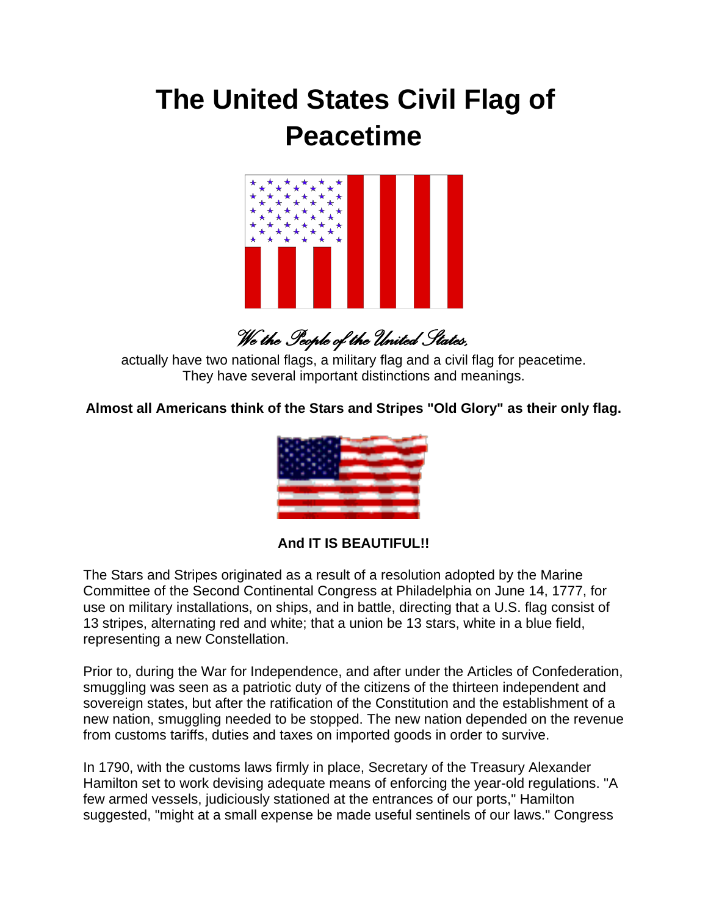# The United States Civil Flag of Peacetime

*We the People of the United States,*

actually have two national flags, a military flag and a civil flag for peacetime. They have several important distinctions and meanings.

**Almost all Americans think of the Stars and Stripes "Old Glory" as their only flag.**

**And IT IS BEAUTIFUL!!**

The Stars and Stripes originated as a result of a resolution adopted by the Marine Committee of the Second Continental Congress at Philadelphia on June 14, 1777, for use on military installations, on ships, and in battle, directing that a U.S. flag consist of 13 stripes, alternating red and white; that a union be 13 stars, white in a blue field, representing a new Constellation.

Prior to, during the War for Independence, and after under the Articles of Confederation, smuggling was seen as a patriotic duty of the citizens of the thirteen independent and sovereign states, but after the ratification of the Constitution and the establishment of a new nation, smuggling needed to be stopped. The new nation depended on the revenue from customs tariffs, duties and taxes on imported goods in order to survive.

In 1790, with the customs laws firmly in place, Secretary of the Treasury Alexander Hamilton set to work devising adequate means of enforcing the year-old regulations. "A few armed vessels, judiciously stationed at the entrances of our ports," Hamilton suggested, "might at a small expense be made useful sentinels of our laws." Congress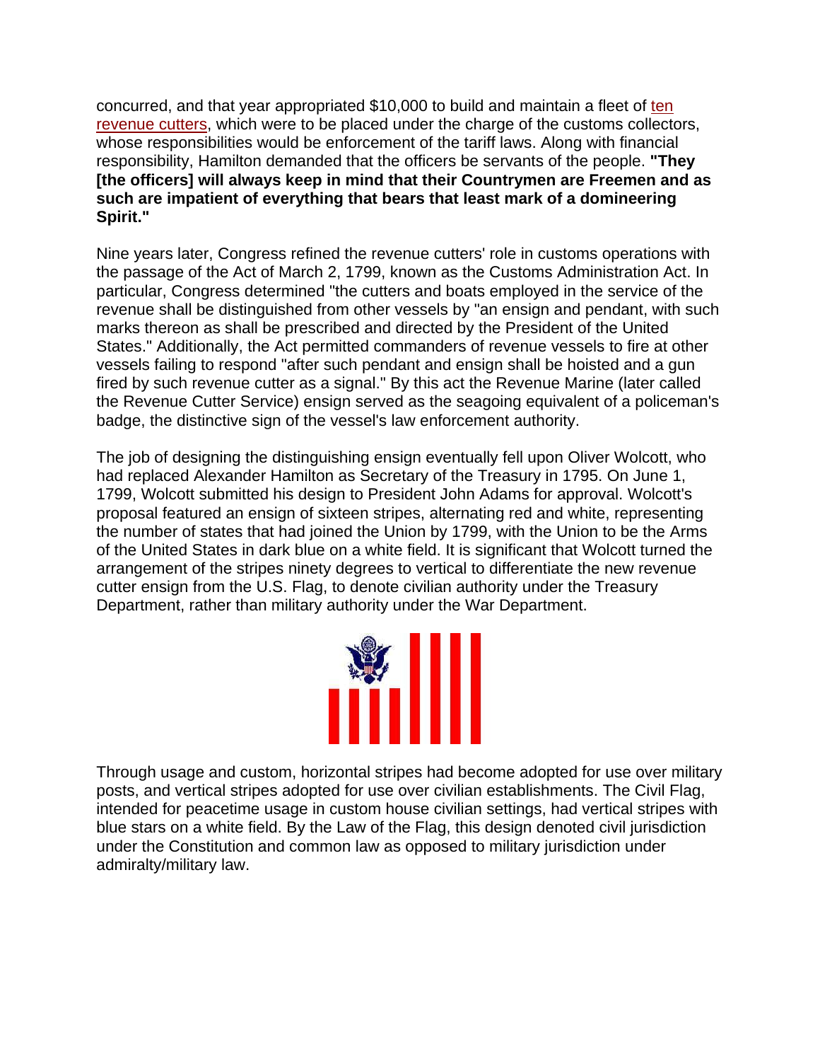concurred, and that year appropriated $10,000 to build and maintain a fleet of ten revenue cutters, which were to be placed under the charge of the customs collectors, whose responsibilities would be enforcement of the tariff laws. Along with financial responsibility, Hamilton demanded that the officers be servants of the people. **"They [the officers] will always keep in mind that their Countrymen are Freemen and as such are impatient of everything that bears that least mark of a domineering Spirit."**

Nine years later, Congress refined the revenue cutters' role in customs operations with the passage of the Act of March 2, 1799, known as the Customs Administration Act. In particular, Congress determined "the cutters and boats employed in the service of the revenue shall be distinguished from other vessels by "an ensign and pendant, with such marks thereon as shall be prescribed and directed by the President of the United States." Additionally, the Act permitted commanders of revenue vessels to fire at other vessels failing to respond "after such pendant and ensign shall be hoisted and a gun fired by such revenue cutter as a signal." By this act the Revenue Marine (later called the Revenue Cutter Service) ensign served as the seagoing equivalent of a policeman's badge, the distinctive sign of the vessel's law enforcement authority.

The job of designing the distinguishing ensign eventually fell upon Oliver Wolcott, who had replaced Alexander Hamilton as Secretary of the Treasury in 1795. On June 1, 1799, Wolcott submitted his design to President John Adams for approval. Wolcott's proposal featured an ensign of sixteen stripes, alternating red and white, representing the number of states that had joined the Union by 1799, with the Union to be the Arms of the United States in dark blue on a white field. It is significant that Wolcott turned the arrangement of the stripes ninety degrees to vertical to differentiate the new revenue cutter ensign from the U.S. Flag, to denote civilian authority under the Treasury Department, rather than military authority under the War Department.

Through usage and custom, horizontal stripes had become adopted for use over military posts, and vertical stripes adopted for use over civilian establishments. The Civil Flag, intended for peacetime usage in custom house civilian settings, had vertical stripes with blue stars on a white field. By the Law of the Flag, this design denoted civil jurisdiction under the Constitution and common law as opposed to military jurisdiction under admiralty/military law.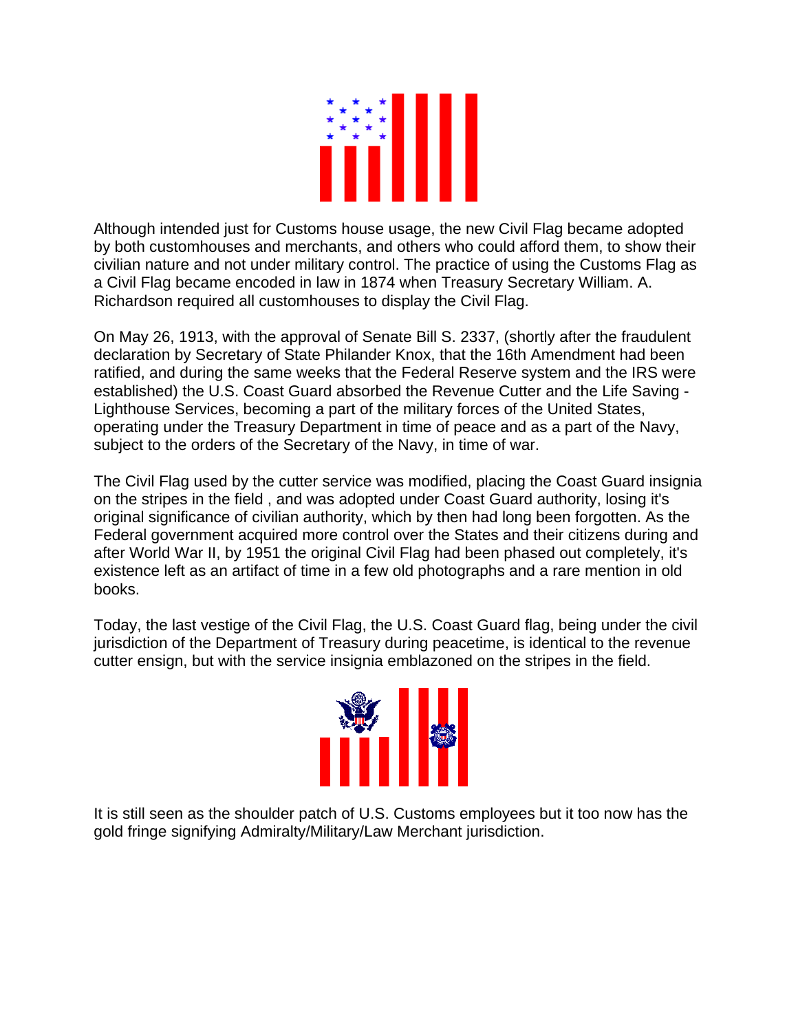Although intended just for Customs house usage, the new Civil Flag became adopted by both customhouses and merchants, and others who could afford them, to show their civilian nature and not under military control. The practice of using the Customs Flag as a Civil Flag became encoded in law in 1874 when Treasury Secretary William. A. Richardson required all customhouses to display the Civil Flag.

On May 26, 1913, with the approval of Senate Bill S. 2337, (shortly after the fraudulent declaration by Secretary of State Philander Knox, that the 16th Amendment had been ratified, and during the same weeks that the Federal Reserve system and the IRS were established) the U.S. Coast Guard absorbed the Revenue Cutter and the Life Saving - Lighthouse Services, becoming a part of the military forces of the United States, operating under the Treasury Department in time of peace and as a part of the Navy, subject to the orders of the Secretary of the Navy, in time of war.

The Civil Flag used by the cutter service was modified, placing the Coast Guard insignia on the stripes in the field , and was adopted under Coast Guard authority, losing it's original significance of civilian authority, which by then had long been forgotten. As the Federal government acquired more control over the States and their citizens during and after World War II, by 1951 the original Civil Flag had been phased out completely, it's existence left as an artifact of time in a few old photographs and a rare mention in old books.

Today, the last vestige of the Civil Flag, the U.S. Coast Guard flag, being under the civil jurisdiction of the Department of Treasury during peacetime, is identical to the revenue cutter ensign, but with the service insignia emblazoned on the stripes in the field.

It is still seen as the shoulder patch of U.S. Customs employees but it too now has the gold fringe signifying Admiralty/Military/Law Merchant jurisdiction.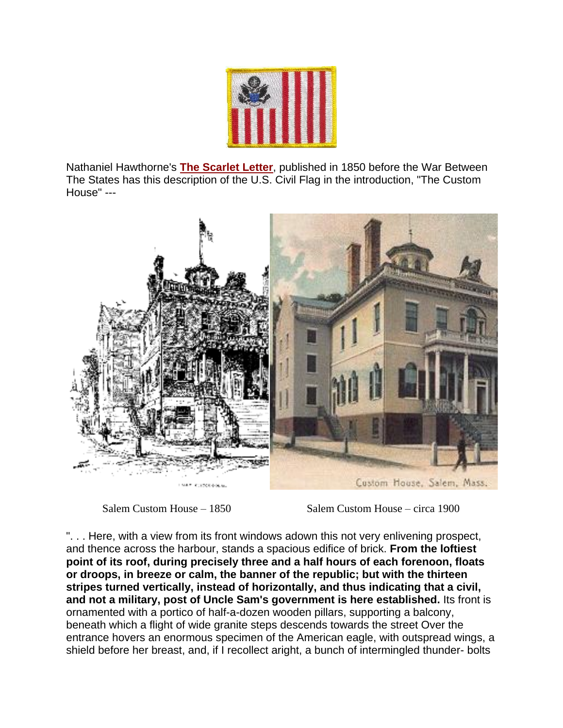Nathaniel Hawthorne's **The Scarlet Letter**, published in 1850 before the War Between The States has this description of the U.S. Civil Flag in the introduction, "The Custom House" ---

Salem Custom House – 1850　　　　Salem Custom House – circa 1900

". . . Here, with a view from its front windows adown this not very enlivening prospect, and thence across the harbour, stands a spacious edifice of brick. **From the loftiest point of its roof, during precisely three and a half hours of each forenoon, floats or droops, in breeze or calm, the banner of the republic; but with the thirteen stripes turned vertically, instead of horizontally, and thus indicating that a civil, and not a military, post of Uncle Sam's government is here established.** Its front is ornamented with a portico of half-a-dozen wooden pillars, supporting a balcony, beneath which a flight of wide granite steps descends towards the street Over the entrance hovers an enormous specimen of the American eagle, with outspread wings, a shield before her breast, and, if I recollect aright, a bunch of intermingled thunder- bolts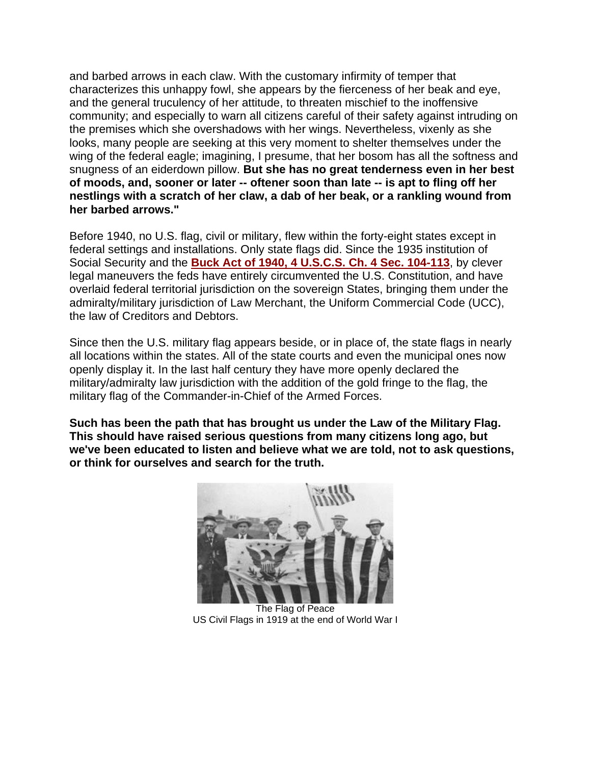and barbed arrows in each claw. With the customary infirmity of temper that characterizes this unhappy fowl, she appears by the fierceness of her beak and eye, and the general truculency of her attitude, to threaten mischief to the inoffensive community; and especially to warn all citizens careful of their safety against intruding on the premises which she overshadows with her wings. Nevertheless, vixenly as she looks, many people are seeking at this very moment to shelter themselves under the wing of the federal eagle; imagining, I presume, that her bosom has all the softness and snugness of an eiderdown pillow. **But she has no great tenderness even in her best of moods, and, sooner or later -- oftener soon than late -- is apt to fling off her nestlings with a scratch of her claw, a dab of her beak, or a rankling wound from her barbed arrows."**

Before 1940, no U.S. flag, civil or military, flew within the forty-eight states except in federal settings and installations. Only state flags did. Since the 1935 institution of Social Security and the **Buck Act of 1940, 4 U.S.C.S. Ch. 4 Sec. 104-113**, by clever legal maneuvers the feds have entirely circumvented the U.S. Constitution, and have overlaid federal territorial jurisdiction on the sovereign States, bringing them under the admiralty/military jurisdiction of Law Merchant, the Uniform Commercial Code (UCC), the law of Creditors and Debtors.

Since then the U.S. military flag appears beside, or in place of, the state flags in nearly all locations within the states. All of the state courts and even the municipal ones now openly display it. In the last half century they have more openly declared the military/admiralty law jurisdiction with the addition of the gold fringe to the flag, the military flag of the Commander-in-Chief of the Armed Forces.

**Such has been the path that has brought us under the Law of the Military Flag. This should have raised serious questions from many citizens long ago, but we've been educated to listen and believe what we are told, not to ask questions, or think for ourselves and search for the truth.**

The Flag of Peace
US Civil Flags in 1919 at the end of World War I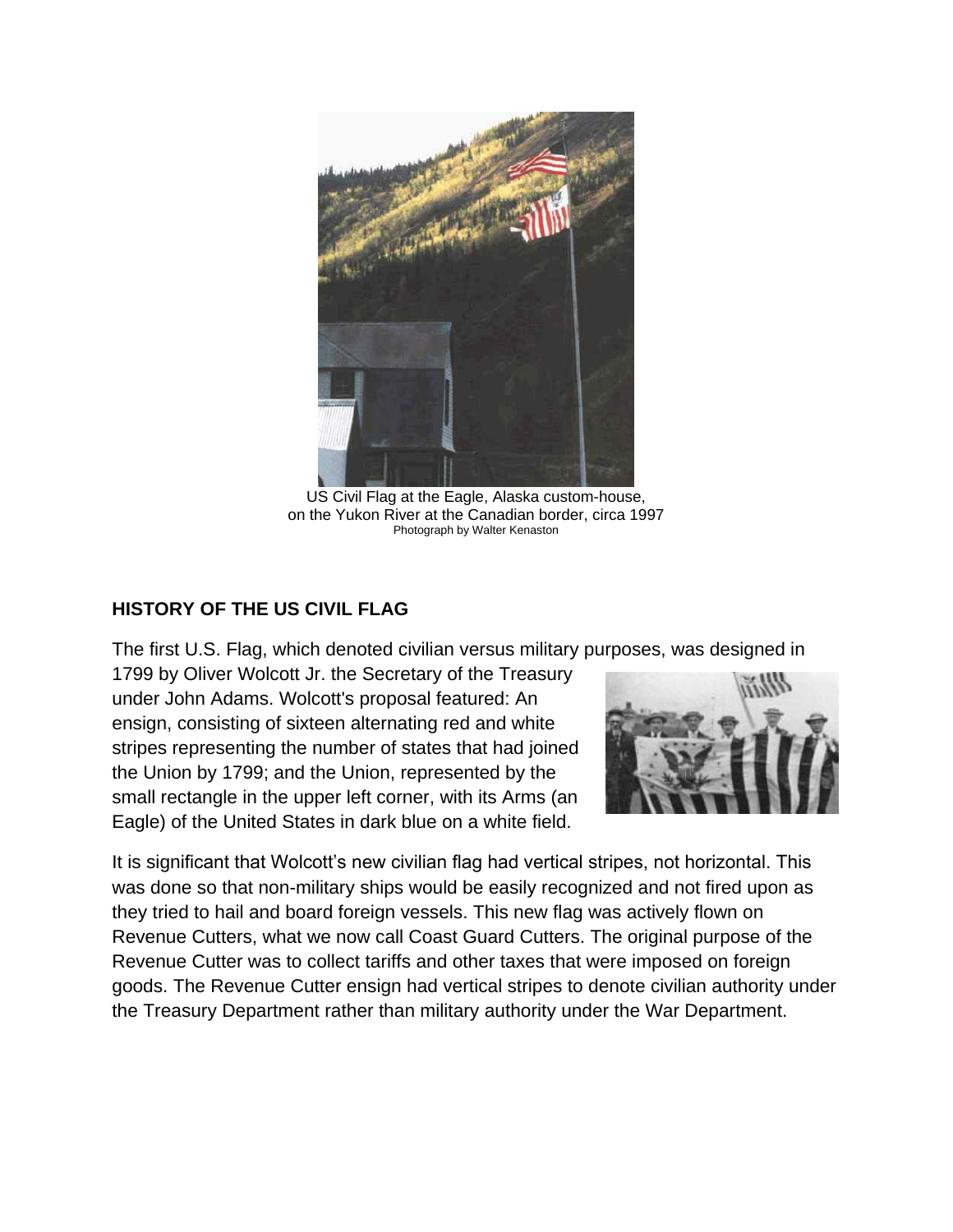US Civil Flag at the Eagle, Alaska custom-house,
on the Yukon River at the Canadian border, circa 1997
Photograph by Walter Kenaston

## HISTORY OF THE US CIVIL FLAG

The first U.S. Flag, which denoted civilian versus military purposes, was designed in 1799 by Oliver Wolcott Jr. the Secretary of the Treasury under John Adams. Wolcott's proposal featured: An ensign, consisting of sixteen alternating red and white stripes representing the number of states that had joined the Union by 1799; and the Union, represented by the small rectangle in the upper left corner, with its Arms (an Eagle) of the United States in dark blue on a white field.

It is significant that Wolcott's new civilian flag had vertical stripes, not horizontal. This was done so that non-military ships would be easily recognized and not fired upon as they tried to hail and board foreign vessels. This new flag was actively flown on Revenue Cutters, what we now call Coast Guard Cutters. The original purpose of the Revenue Cutter was to collect tariffs and other taxes that were imposed on foreign goods. The Revenue Cutter ensign had vertical stripes to denote civilian authority under the Treasury Department rather than military authority under the War Department.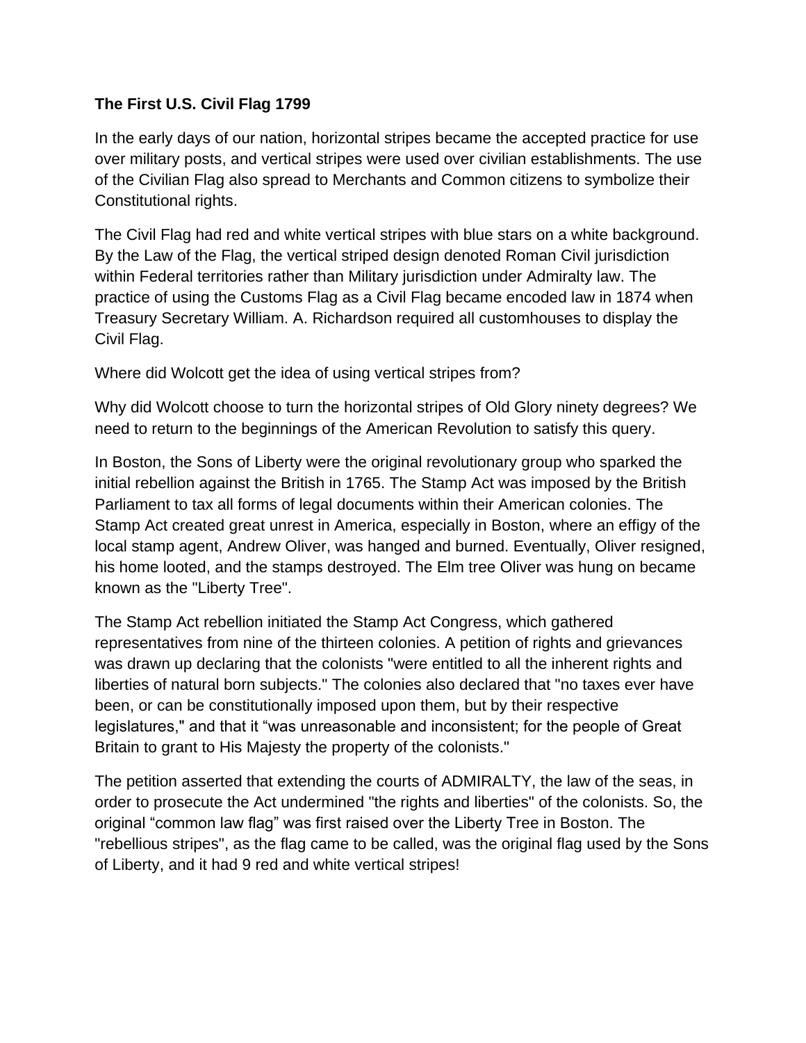**The First U.S. Civil Flag 1799**

In the early days of our nation, horizontal stripes became the accepted practice for use over military posts, and vertical stripes were used over civilian establishments. The use of the Civilian Flag also spread to Merchants and Common citizens to symbolize their Constitutional rights.

The Civil Flag had red and white vertical stripes with blue stars on a white background. By the Law of the Flag, the vertical striped design denoted Roman Civil jurisdiction within Federal territories rather than Military jurisdiction under Admiralty law. The practice of using the Customs Flag as a Civil Flag became encoded law in 1874 when Treasury Secretary William. A. Richardson required all customhouses to display the Civil Flag.

Where did Wolcott get the idea of using vertical stripes from?

Why did Wolcott choose to turn the horizontal stripes of Old Glory ninety degrees? We need to return to the beginnings of the American Revolution to satisfy this query.

In Boston, the Sons of Liberty were the original revolutionary group who sparked the initial rebellion against the British in 1765. The Stamp Act was imposed by the British Parliament to tax all forms of legal documents within their American colonies. The Stamp Act created great unrest in America, especially in Boston, where an effigy of the local stamp agent, Andrew Oliver, was hanged and burned. Eventually, Oliver resigned, his home looted, and the stamps destroyed. The Elm tree Oliver was hung on became known as the "Liberty Tree".

The Stamp Act rebellion initiated the Stamp Act Congress, which gathered representatives from nine of the thirteen colonies. A petition of rights and grievances was drawn up declaring that the colonists "were entitled to all the inherent rights and liberties of natural born subjects." The colonies also declared that "no taxes ever have been, or can be constitutionally imposed upon them, but by their respective legislatures," and that it "was unreasonable and inconsistent; for the people of Great Britain to grant to His Majesty the property of the colonists."

The petition asserted that extending the courts of ADMIRALTY, the law of the seas, in order to prosecute the Act undermined "the rights and liberties" of the colonists. So, the original "common law flag" was first raised over the Liberty Tree in Boston. The "rebellious stripes", as the flag came to be called, was the original flag used by the Sons of Liberty, and it had 9 red and white vertical stripes!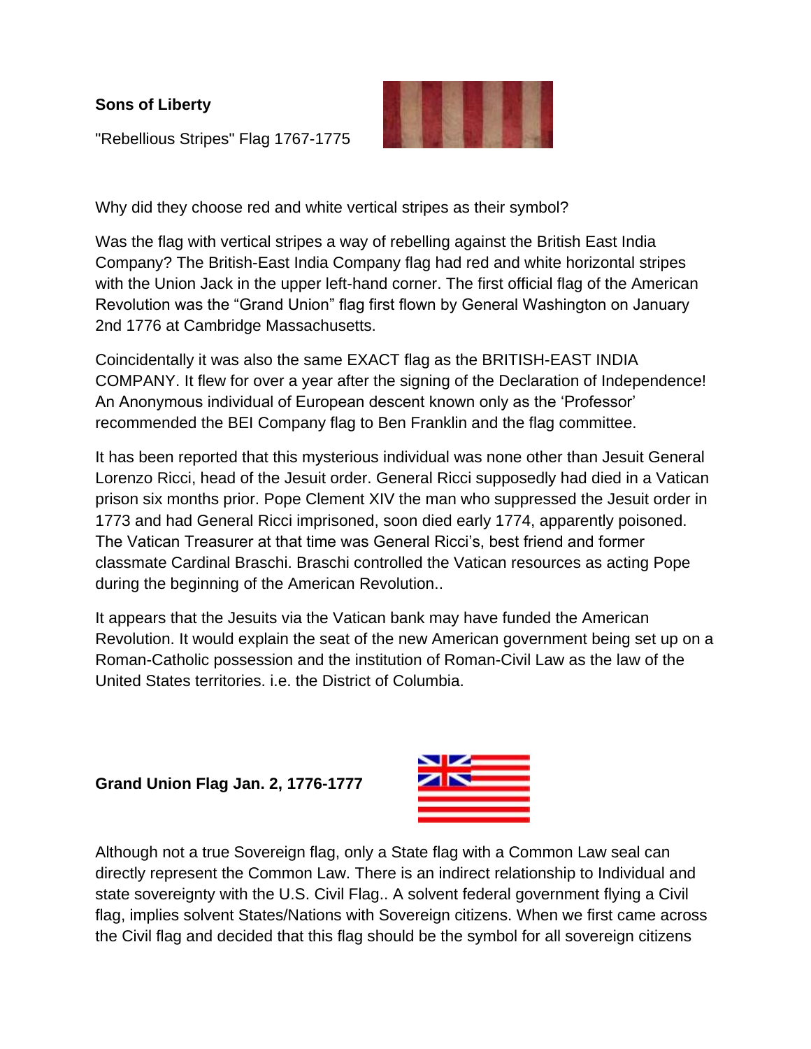**Sons of Liberty**

"Rebellious Stripes" Flag 1767-1775

Why did they choose red and white vertical stripes as their symbol?

Was the flag with vertical stripes a way of rebelling against the British East India Company? The British-East India Company flag had red and white horizontal stripes with the Union Jack in the upper left-hand corner. The first official flag of the American Revolution was the "Grand Union" flag first flown by General Washington on January 2nd 1776 at Cambridge Massachusetts.

Coincidentally it was also the same EXACT flag as the BRITISH-EAST INDIA COMPANY. It flew for over a year after the signing of the Declaration of Independence! An Anonymous individual of European descent known only as the 'Professor' recommended the BEI Company flag to Ben Franklin and the flag committee.

It has been reported that this mysterious individual was none other than Jesuit General Lorenzo Ricci, head of the Jesuit order. General Ricci supposedly had died in a Vatican prison six months prior. Pope Clement XIV the man who suppressed the Jesuit order in 1773 and had General Ricci imprisoned, soon died early 1774, apparently poisoned. The Vatican Treasurer at that time was General Ricci's, best friend and former classmate Cardinal Braschi. Braschi controlled the Vatican resources as acting Pope during the beginning of the American Revolution..

It appears that the Jesuits via the Vatican bank may have funded the American Revolution. It would explain the seat of the new American government being set up on a Roman-Catholic possession and the institution of Roman-Civil Law as the law of the United States territories. i.e. the District of Columbia.

**Grand Union Flag Jan. 2, 1776-1777**

Although not a true Sovereign flag, only a State flag with a Common Law seal can directly represent the Common Law. There is an indirect relationship to Individual and state sovereignty with the U.S. Civil Flag.. A solvent federal government flying a Civil flag, implies solvent States/Nations with Sovereign citizens. When we first came across the Civil flag and decided that this flag should be the symbol for all sovereign citizens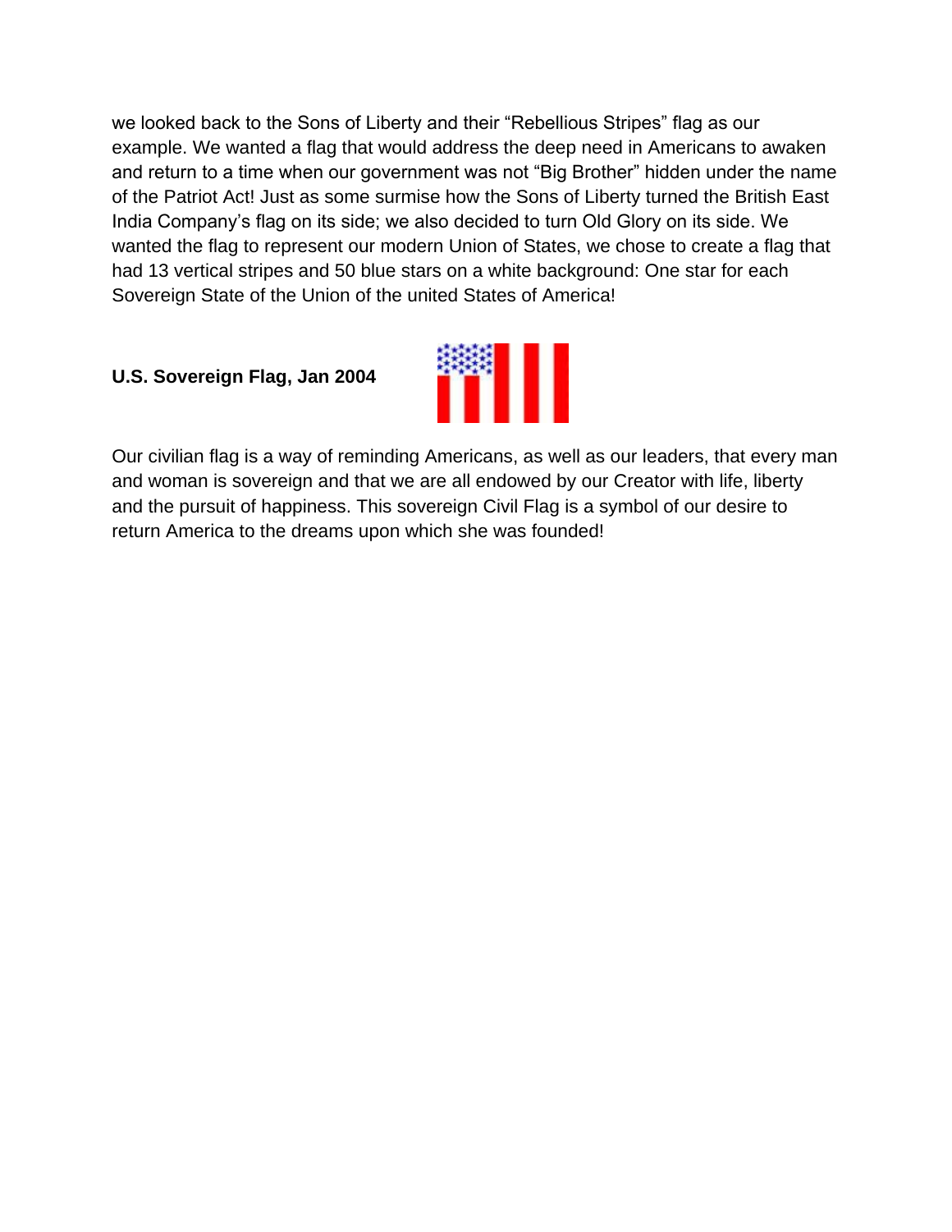we looked back to the Sons of Liberty and their “Rebellious Stripes” flag as our example. We wanted a flag that would address the deep need in Americans to awaken and return to a time when our government was not “Big Brother” hidden under the name of the Patriot Act! Just as some surmise how the Sons of Liberty turned the British East India Company’s flag on its side; we also decided to turn Old Glory on its side. We wanted the flag to represent our modern Union of States, we chose to create a flag that had 13 vertical stripes and 50 blue stars on a white background: One star for each Sovereign State of the Union of the united States of America!

**U.S. Sovereign Flag, Jan 2004**

Our civilian flag is a way of reminding Americans, as well as our leaders, that every man and woman is sovereign and that we are all endowed by our Creator with life, liberty and the pursuit of happiness. This sovereign Civil Flag is a symbol of our desire to return America to the dreams upon which she was founded!